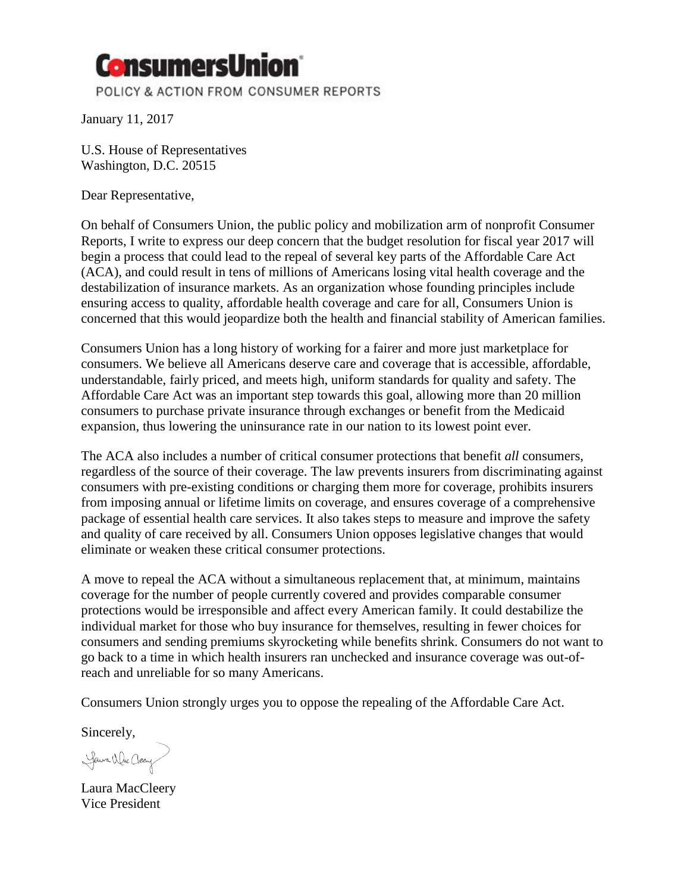**ConsumersUnion**

POLICY & ACTION FROM CONSUMER REPORTS

January 11, 2017

U.S. House of Representatives
Washington, D.C. 20515

Dear Representative,

On behalf of Consumers Union, the public policy and mobilization arm of nonprofit Consumer Reports, I write to express our deep concern that the budget resolution for fiscal year 2017 will begin a process that could lead to the repeal of several key parts of the Affordable Care Act (ACA), and could result in tens of millions of Americans losing vital health coverage and the destabilization of insurance markets. As an organization whose founding principles include ensuring access to quality, affordable health coverage and care for all, Consumers Union is concerned that this would jeopardize both the health and financial stability of American families.

Consumers Union has a long history of working for a fairer and more just marketplace for consumers. We believe all Americans deserve care and coverage that is accessible, affordable, understandable, fairly priced, and meets high, uniform standards for quality and safety. The Affordable Care Act was an important step towards this goal, allowing more than 20 million consumers to purchase private insurance through exchanges or benefit from the Medicaid expansion, thus lowering the uninsurance rate in our nation to its lowest point ever.

The ACA also includes a number of critical consumer protections that benefit *all* consumers, regardless of the source of their coverage. The law prevents insurers from discriminating against consumers with pre-existing conditions or charging them more for coverage, prohibits insurers from imposing annual or lifetime limits on coverage, and ensures coverage of a comprehensive package of essential health care services. It also takes steps to measure and improve the safety and quality of care received by all. Consumers Union opposes legislative changes that would eliminate or weaken these critical consumer protections.

A move to repeal the ACA without a simultaneous replacement that, at minimum, maintains coverage for the number of people currently covered and provides comparable consumer protections would be irresponsible and affect every American family. It could destabilize the individual market for those who buy insurance for themselves, resulting in fewer choices for consumers and sending premiums skyrocketing while benefits shrink. Consumers do not want to go back to a time in which health insurers ran unchecked and insurance coverage was out-of-reach and unreliable for so many Americans.

Consumers Union strongly urges you to oppose the repealing of the Affordable Care Act.

Sincerely,

Laura MacCleery
Vice President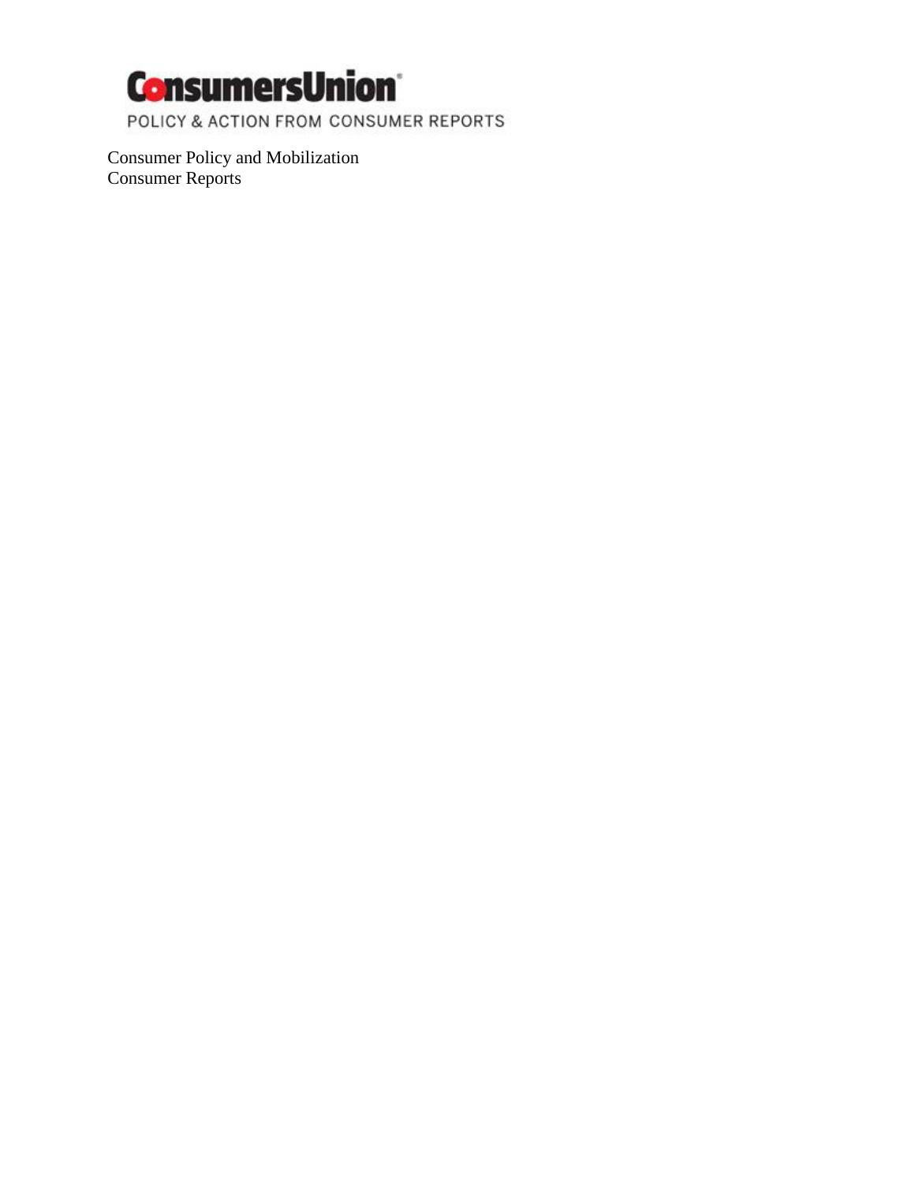ConsumersUnion

POLICY & ACTION FROM CONSUMER REPORTS

Consumer Policy and Mobilization
Consumer Reports